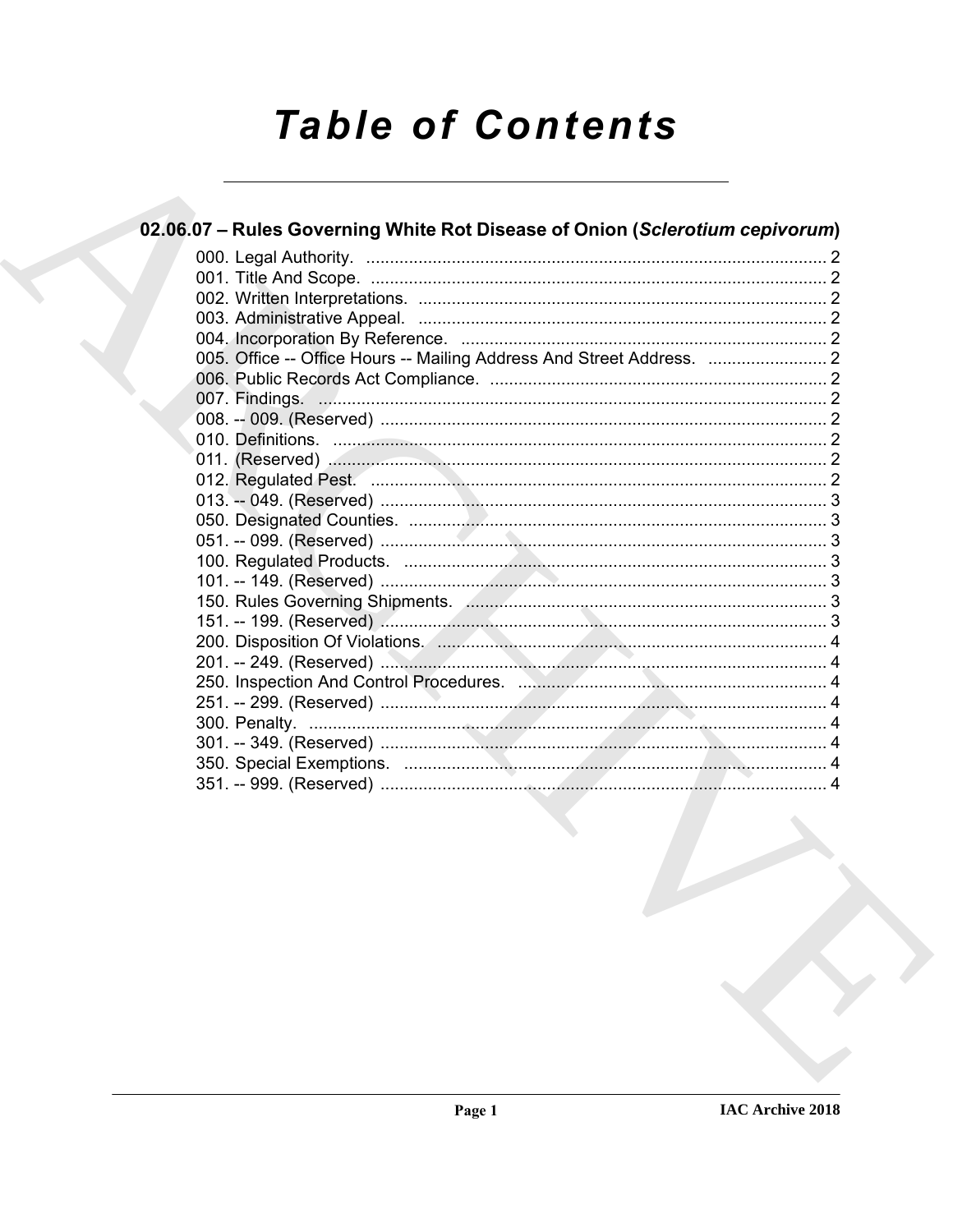# Table of Contents

## 02.06.07 – Rules Governing White Rot Disease of Onion (*Sclerotium cepivorum*)

000. Legal Authority. ........................................................................................ 2
001. Title And Scope. ........................................................................................ 2
002. Written Interpretations. ............................................................................. 2
003. Administrative Appeal. .............................................................................. 2
004. Incorporation By Reference. ..................................................................... 2
005. Office -- Office Hours -- Mailing Address And Street Address. ......................... 2
006. Public Records Act Compliance. ................................................................ 2
007. Findings. .................................................................................................. 2
008. -- 009. (Reserved) ..................................................................................... 2
010. Definitions. ............................................................................................... 2
011. (Reserved) ................................................................................................ 2
012. Regulated Pest. ........................................................................................ 2
013. -- 049. (Reserved) ..................................................................................... 3
050. Designated Counties. ................................................................................ 3
051. -- 099. (Reserved) ..................................................................................... 3
100. Regulated Products. ................................................................................. 3
101. -- 149. (Reserved) ..................................................................................... 3
150. Rules Governing Shipments. ..................................................................... 3
151. -- 199. (Reserved) ..................................................................................... 3
200. Disposition Of Violations. .......................................................................... 4
201. -- 249. (Reserved) ..................................................................................... 4
250. Inspection And Control Procedures. .......................................................... 4
251. -- 299. (Reserved) ..................................................................................... 4
300. Penalty. .................................................................................................... 4
301. -- 349. (Reserved) ..................................................................................... 4
350. Special Exemptions. .................................................................................. 4
351. -- 999. (Reserved) ..................................................................................... 4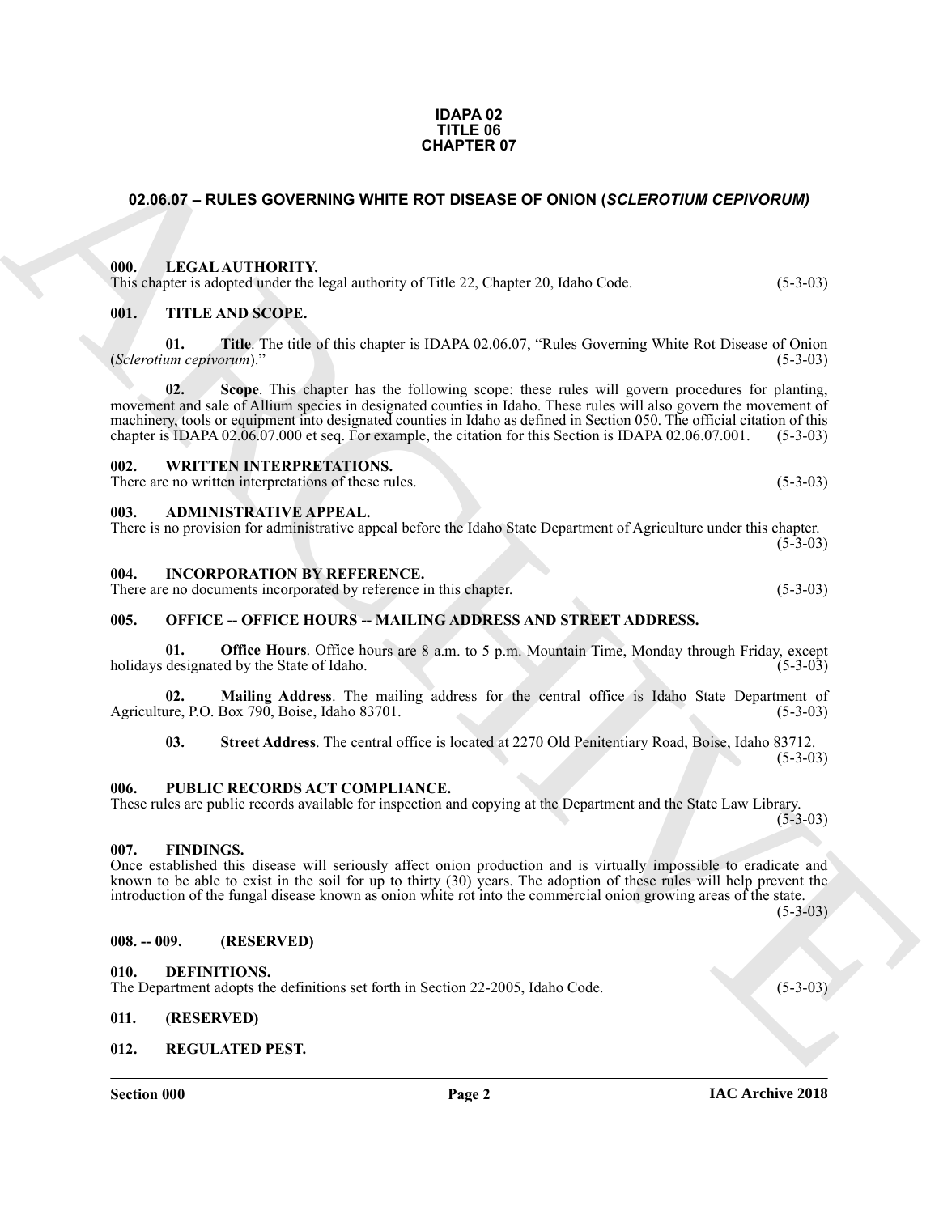**IDAPA 02**
**TITLE 06**
**CHAPTER 07**

## 02.06.07 – RULES GOVERNING WHITE ROT DISEASE OF ONION (*SCLEROTIUM CEPIVORUM)*

### 000. LEGAL AUTHORITY.

This chapter is adopted under the legal authority of Title 22, Chapter 20, Idaho Code. (5-3-03)

### 001. TITLE AND SCOPE.

**01. Title**. The title of this chapter is IDAPA 02.06.07, "Rules Governing White Rot Disease of Onion (*Sclerotium cepivorum*)." (5-3-03)

**02. Scope**. This chapter has the following scope: these rules will govern procedures for planting, movement and sale of Allium species in designated counties in Idaho. These rules will also govern the movement of machinery, tools or equipment into designated counties in Idaho as defined in Section 050. The official citation of this chapter is IDAPA 02.06.07.000 et seq. For example, the citation for this Section is IDAPA 02.06.07.001. (5-3-03)

### 002. WRITTEN INTERPRETATIONS.

There are no written interpretations of these rules. (5-3-03)

### 003. ADMINISTRATIVE APPEAL.

There is no provision for administrative appeal before the Idaho State Department of Agriculture under this chapter. (5-3-03)

### 004. INCORPORATION BY REFERENCE.

There are no documents incorporated by reference in this chapter. (5-3-03)

### 005. OFFICE -- OFFICE HOURS -- MAILING ADDRESS AND STREET ADDRESS.

**01. Office Hours**. Office hours are 8 a.m. to 5 p.m. Mountain Time, Monday through Friday, except holidays designated by the State of Idaho. (5-3-03)

**02. Mailing Address**. The mailing address for the central office is Idaho State Department of Agriculture, P.O. Box 790, Boise, Idaho 83701. (5-3-03)

**03. Street Address**. The central office is located at 2270 Old Penitentiary Road, Boise, Idaho 83712. (5-3-03)

### 006. PUBLIC RECORDS ACT COMPLIANCE.

These rules are public records available for inspection and copying at the Department and the State Law Library. (5-3-03)

### 007. FINDINGS.

Once established this disease will seriously affect onion production and is virtually impossible to eradicate and known to be able to exist in the soil for up to thirty (30) years. The adoption of these rules will help prevent the introduction of the fungal disease known as onion white rot into the commercial onion growing areas of the state. (5-3-03)

### 008. -- 009. (RESERVED)

### 010. DEFINITIONS.

The Department adopts the definitions set forth in Section 22-2005, Idaho Code. (5-3-03)

### 011. (RESERVED)

### 012. REGULATED PEST.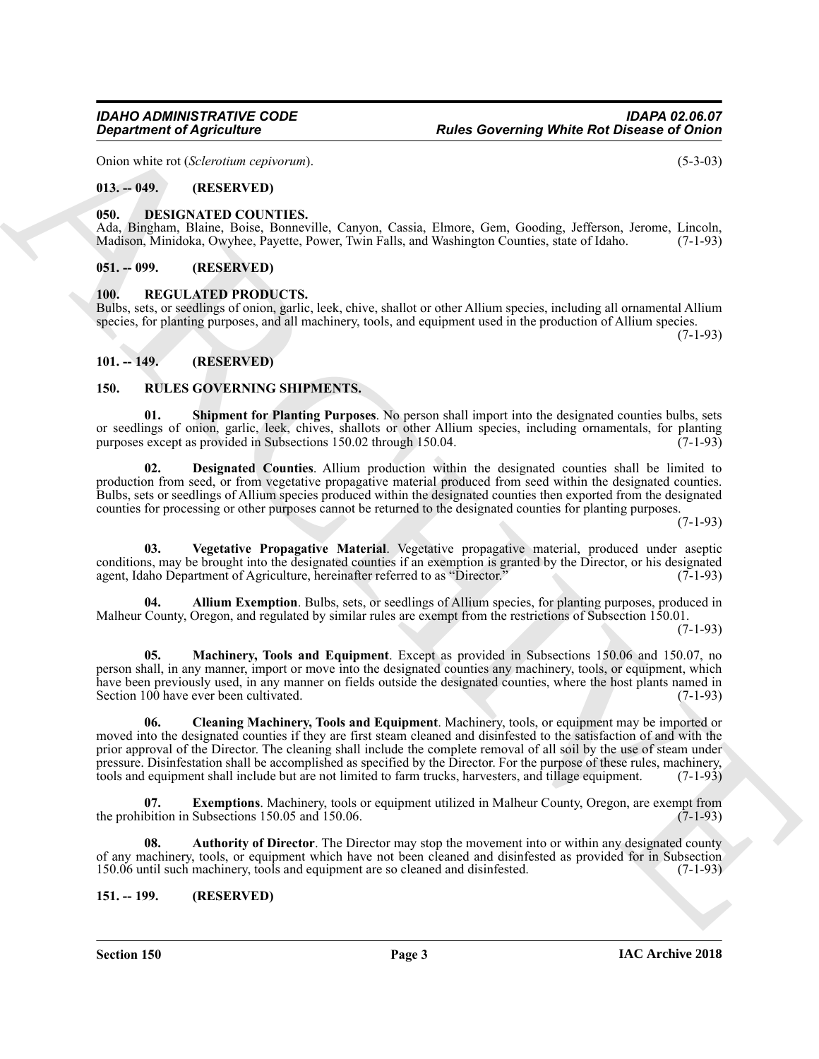Onion white rot (*Sclerotium cepivorum*). (5-3-03)

## 013. -- 049. (RESERVED)

## 050. DESIGNATED COUNTIES.

Ada, Bingham, Blaine, Boise, Bonneville, Canyon, Cassia, Elmore, Gem, Gooding, Jefferson, Jerome, Lincoln, Madison, Minidoka, Owyhee, Payette, Power, Twin Falls, and Washington Counties, state of Idaho. (7-1-93)

## 051. -- 099. (RESERVED)

## 100. REGULATED PRODUCTS.

Bulbs, sets, or seedlings of onion, garlic, leek, chive, shallot or other Allium species, including all ornamental Allium species, for planting purposes, and all machinery, tools, and equipment used in the production of Allium species. (7-1-93)

## 101. -- 149. (RESERVED)

## 150. RULES GOVERNING SHIPMENTS.

**01. Shipment for Planting Purposes**. No person shall import into the designated counties bulbs, sets or seedlings of onion, garlic, leek, chives, shallots or other Allium species, including ornamentals, for planting purposes except as provided in Subsections 150.02 through 150.04. (7-1-93)

**02. Designated Counties**. Allium production within the designated counties shall be limited to production from seed, or from vegetative propagative material produced from seed within the designated counties. Bulbs, sets or seedlings of Allium species produced within the designated counties then exported from the designated counties for processing or other purposes cannot be returned to the designated counties for planting purposes. (7-1-93)

**03. Vegetative Propagative Material**. Vegetative propagative material, produced under aseptic conditions, may be brought into the designated counties if an exemption is granted by the Director, or his designated agent, Idaho Department of Agriculture, hereinafter referred to as "Director." (7-1-93)

**04. Allium Exemption**. Bulbs, sets, or seedlings of Allium species, for planting purposes, produced in Malheur County, Oregon, and regulated by similar rules are exempt from the restrictions of Subsection 150.01. (7-1-93)

**05. Machinery, Tools and Equipment**. Except as provided in Subsections 150.06 and 150.07, no person shall, in any manner, import or move into the designated counties any machinery, tools, or equipment, which have been previously used, in any manner on fields outside the designated counties, where the host plants named in Section 100 have ever been cultivated. (7-1-93)

**06. Cleaning Machinery, Tools and Equipment**. Machinery, tools, or equipment may be imported or moved into the designated counties if they are first steam cleaned and disinfested to the satisfaction of and with the prior approval of the Director. The cleaning shall include the complete removal of all soil by the use of steam under pressure. Disinfestation shall be accomplished as specified by the Director. For the purpose of these rules, machinery, tools and equipment shall include but are not limited to farm trucks, harvesters, and tillage equipment. (7-1-93)

**07. Exemptions**. Machinery, tools or equipment utilized in Malheur County, Oregon, are exempt from the prohibition in Subsections 150.05 and 150.06. (7-1-93)

**08. Authority of Director**. The Director may stop the movement into or within any designated county of any machinery, tools, or equipment which have not been cleaned and disinfested as provided for in Subsection 150.06 until such machinery, tools and equipment are so cleaned and disinfested. (7-1-93)

## 151. -- 199. (RESERVED)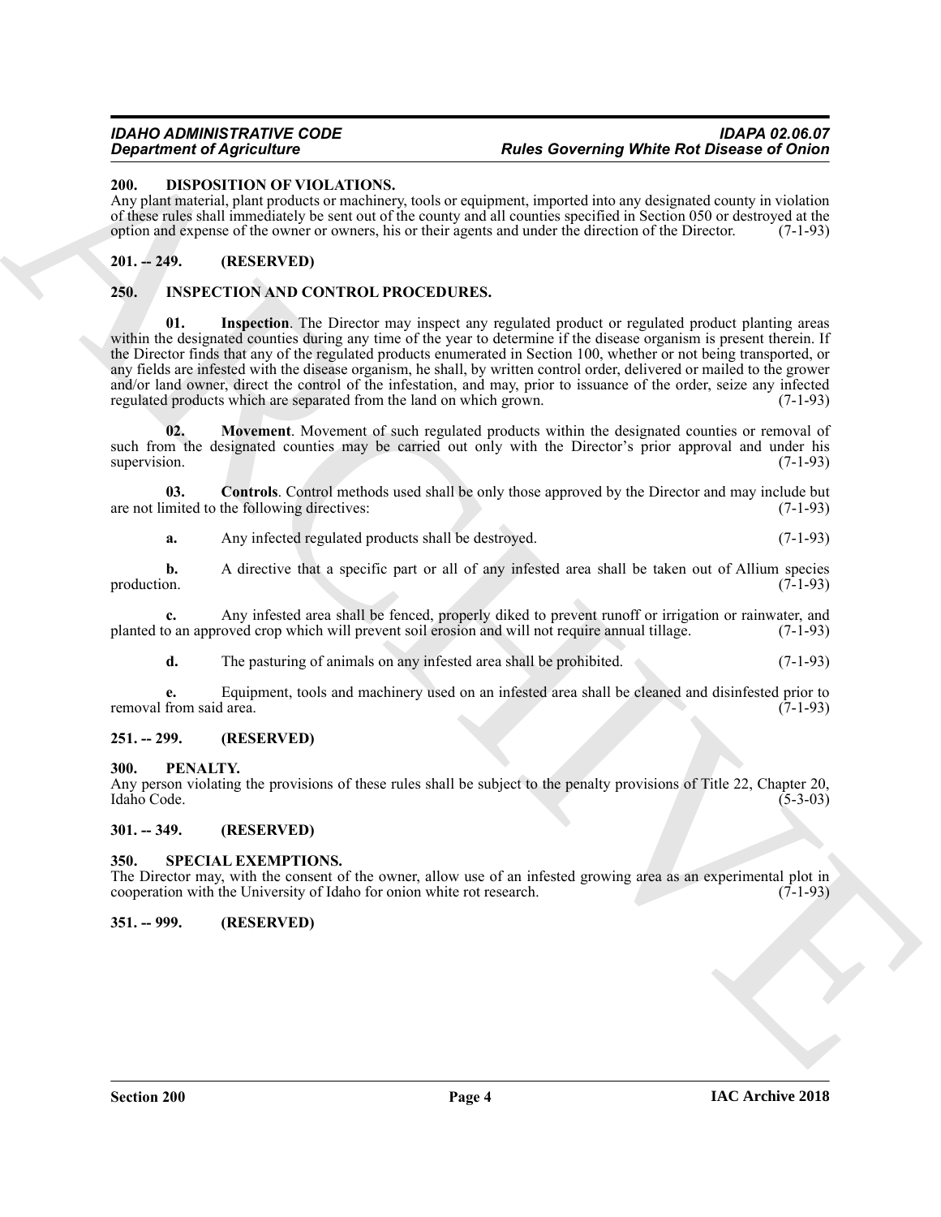## 200. DISPOSITION OF VIOLATIONS.

Any plant material, plant products or machinery, tools or equipment, imported into any designated county in violation of these rules shall immediately be sent out of the county and all counties specified in Section 050 or destroyed at the option and expense of the owner or owners, his or their agents and under the direction of the Director. (7-1-93)

## 201. -- 249. (RESERVED)

## 250. INSPECTION AND CONTROL PROCEDURES.

**01. Inspection**. The Director may inspect any regulated product or regulated product planting areas within the designated counties during any time of the year to determine if the disease organism is present therein. If the Director finds that any of the regulated products enumerated in Section 100, whether or not being transported, or any fields are infested with the disease organism, he shall, by written control order, delivered or mailed to the grower and/or land owner, direct the control of the infestation, and may, prior to issuance of the order, seize any infected regulated products which are separated from the land on which grown. (7-1-93)

**02. Movement**. Movement of such regulated products within the designated counties or removal of such from the designated counties may be carried out only with the Director's prior approval and under his supervision. (7-1-93)

**03. Controls**. Control methods used shall be only those approved by the Director and may include but are not limited to the following directives: (7-1-93)

**a.** Any infected regulated products shall be destroyed. (7-1-93)

**b.** A directive that a specific part or all of any infested area shall be taken out of Allium species production. (7-1-93)

**c.** Any infested area shall be fenced, properly diked to prevent runoff or irrigation or rainwater, and planted to an approved crop which will prevent soil erosion and will not require annual tillage. (7-1-93)

**d.** The pasturing of animals on any infested area shall be prohibited. (7-1-93)

**e.** Equipment, tools and machinery used on an infested area shall be cleaned and disinfested prior to removal from said area. (7-1-93)

## 251. -- 299. (RESERVED)

## 300. PENALTY.

Any person violating the provisions of these rules shall be subject to the penalty provisions of Title 22, Chapter 20, Idaho Code. (5-3-03)

## 301. -- 349. (RESERVED)

## 350. SPECIAL EXEMPTIONS.

The Director may, with the consent of the owner, allow use of an infested growing area as an experimental plot in cooperation with the University of Idaho for onion white rot research. (7-1-93)

## 351. -- 999. (RESERVED)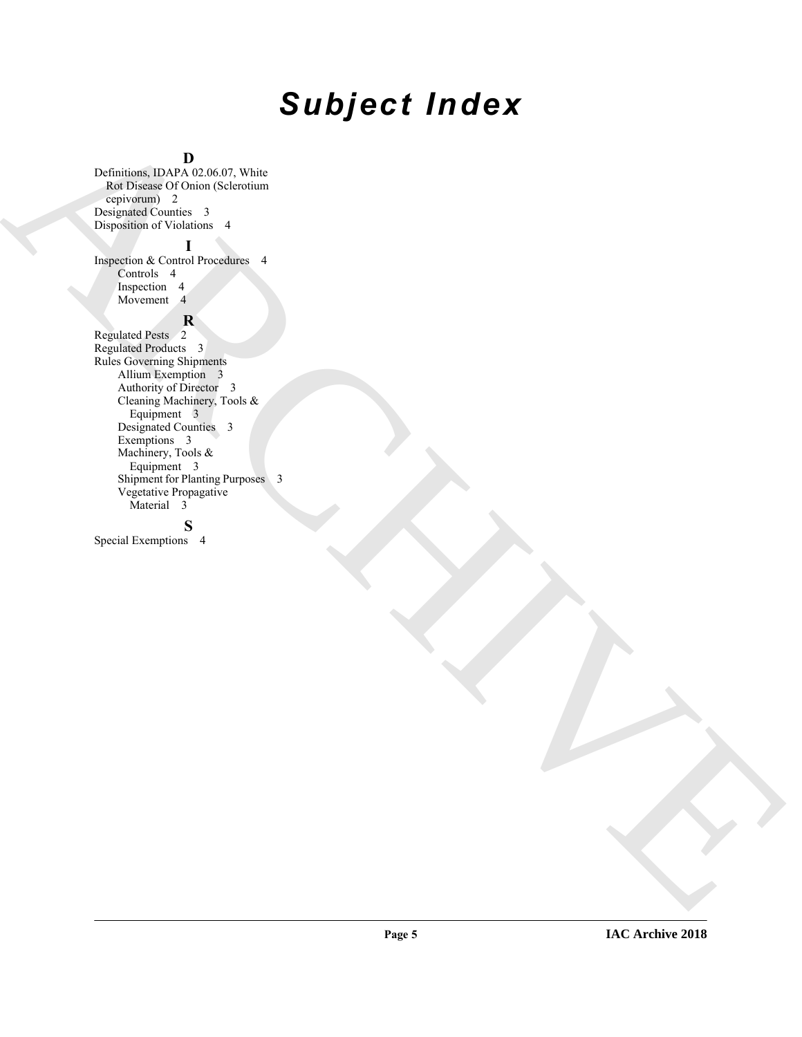# *Subject Index*

**D**

Definitions, IDAPA 02.06.07, White Rot Disease Of Onion (Sclerotium cepivorum) 2
Designated Counties 3
Disposition of Violations 4

**I**

Inspection & Control Procedures 4
- Controls 4
- Inspection 4
- Movement 4

**R**

Regulated Pests 2
Regulated Products 3
Rules Governing Shipments
- Allium Exemption 3
- Authority of Director 3
- Cleaning Machinery, Tools & Equipment 3
- Designated Counties 3
- Exemptions 3
- Machinery, Tools & Equipment 3
- Shipment for Planting Purposes 3
- Vegetative Propagative Material 3

**S**

Special Exemptions 4